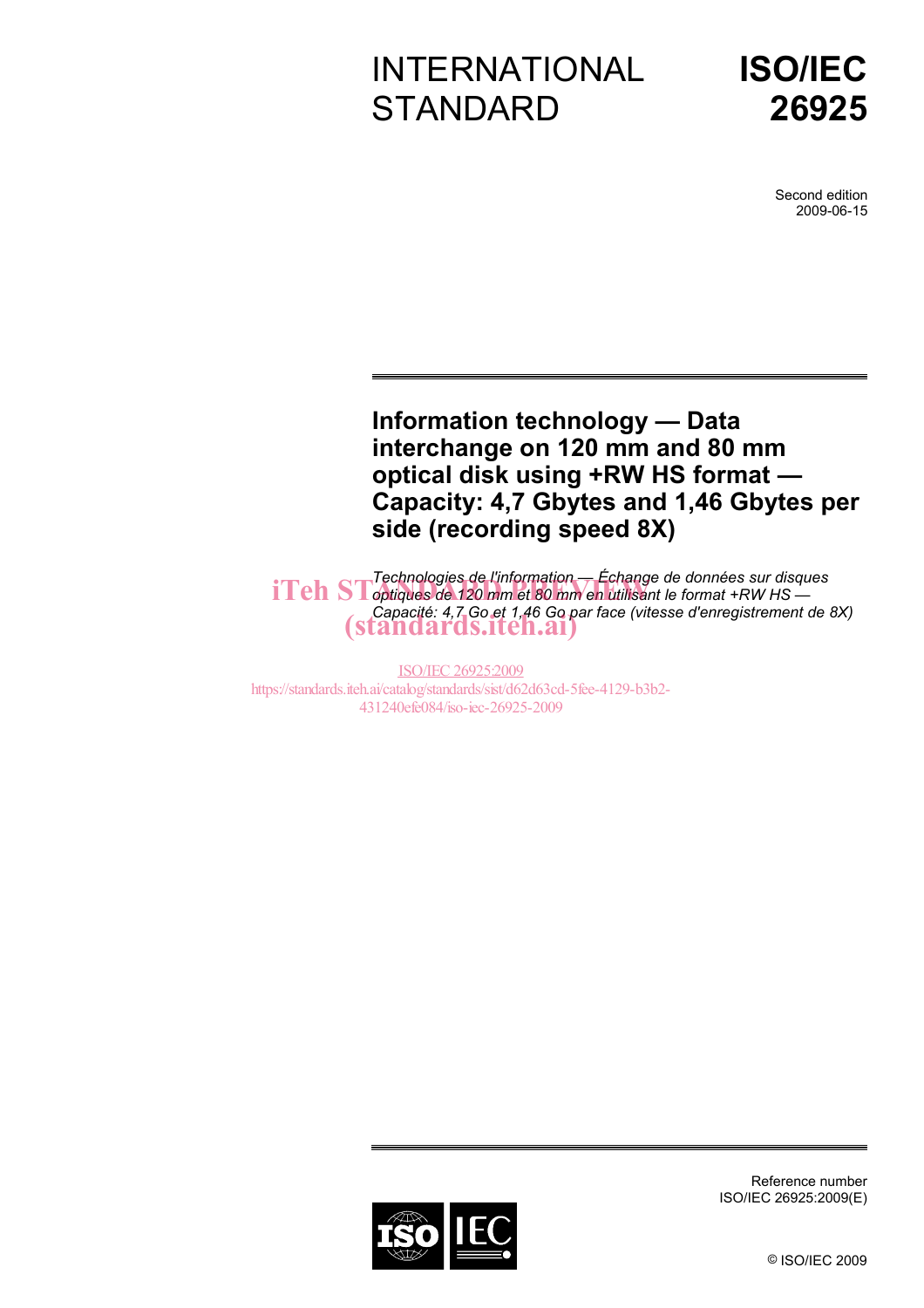# INTERNATIONAL STANDARD

# ISO/IEC 26925

Second edition
2009-06-15

## Information technology — Data interchange on 120 mm and 80 mm optical disk using +RW HS format — Capacity: 4,7 Gbytes and 1,46 Gbytes per side (recording speed 8X)

*Technologies de l'information — Échange de données sur disques optiques de 120 mm et 80 mm en utilisant le format +RW HS — Capacité: 4,7 Go et 1,46 Go par face (vitesse d'enregistrement de 8X)*

iTeh STANDARD PREVIEW
(standards.iteh.ai)

ISO/IEC 26925:2009
https://standards.iteh.ai/catalog/standards/sist/d62d63cd-5fee-4129-b3b2-431240efe084/iso-iec-26925-2009

Reference number
ISO/IEC 26925:2009(E)

© ISO/IEC 2009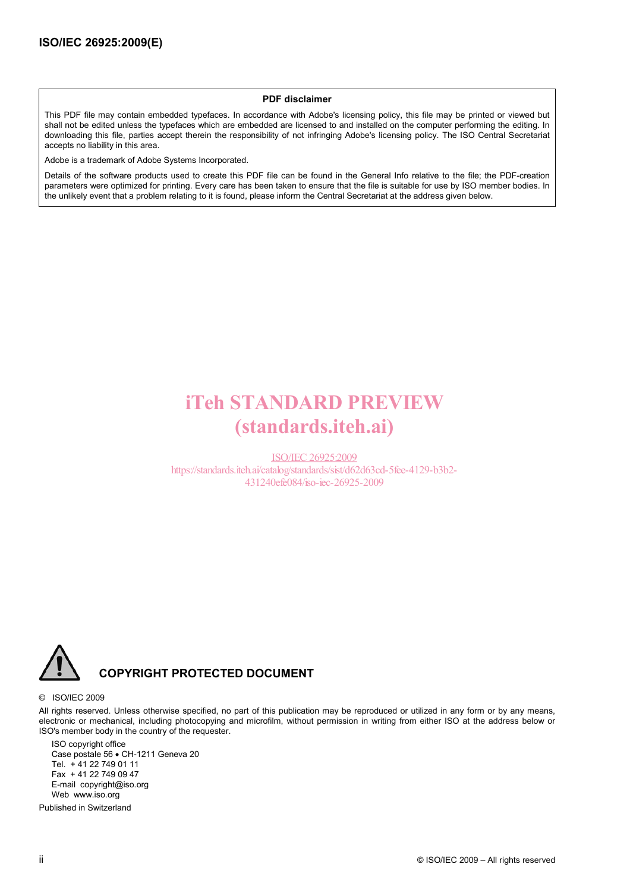**PDF disclaimer**

This PDF file may contain embedded typefaces. In accordance with Adobe's licensing policy, this file may be printed or viewed but shall not be edited unless the typefaces which are embedded are licensed to and installed on the computer performing the editing. In downloading this file, parties accept therein the responsibility of not infringing Adobe's licensing policy. The ISO Central Secretariat accepts no liability in this area.

Adobe is a trademark of Adobe Systems Incorporated.

Details of the software products used to create this PDF file can be found in the General Info relative to the file; the PDF-creation parameters were optimized for printing. Every care has been taken to ensure that the file is suitable for use by ISO member bodies. In the unlikely event that a problem relating to it is found, please inform the Central Secretariat at the address given below.

iTeh STANDARD PREVIEW
(standards.iteh.ai)

ISO/IEC 26925:2009
https://standards.iteh.ai/catalog/standards/sist/d62d63cd-5fee-4129-b3b2-431240efe084/iso-iec-26925-2009

**COPYRIGHT PROTECTED DOCUMENT**

© ISO/IEC 2009

All rights reserved. Unless otherwise specified, no part of this publication may be reproduced or utilized in any form or by any means, electronic or mechanical, including photocopying and microfilm, without permission in writing from either ISO at the address below or ISO's member body in the country of the requester.

ISO copyright office
Case postale 56 • CH-1211 Geneva 20
Tel. + 41 22 749 01 11
Fax + 41 22 749 09 47
E-mail copyright@iso.org
Web www.iso.org

Published in Switzerland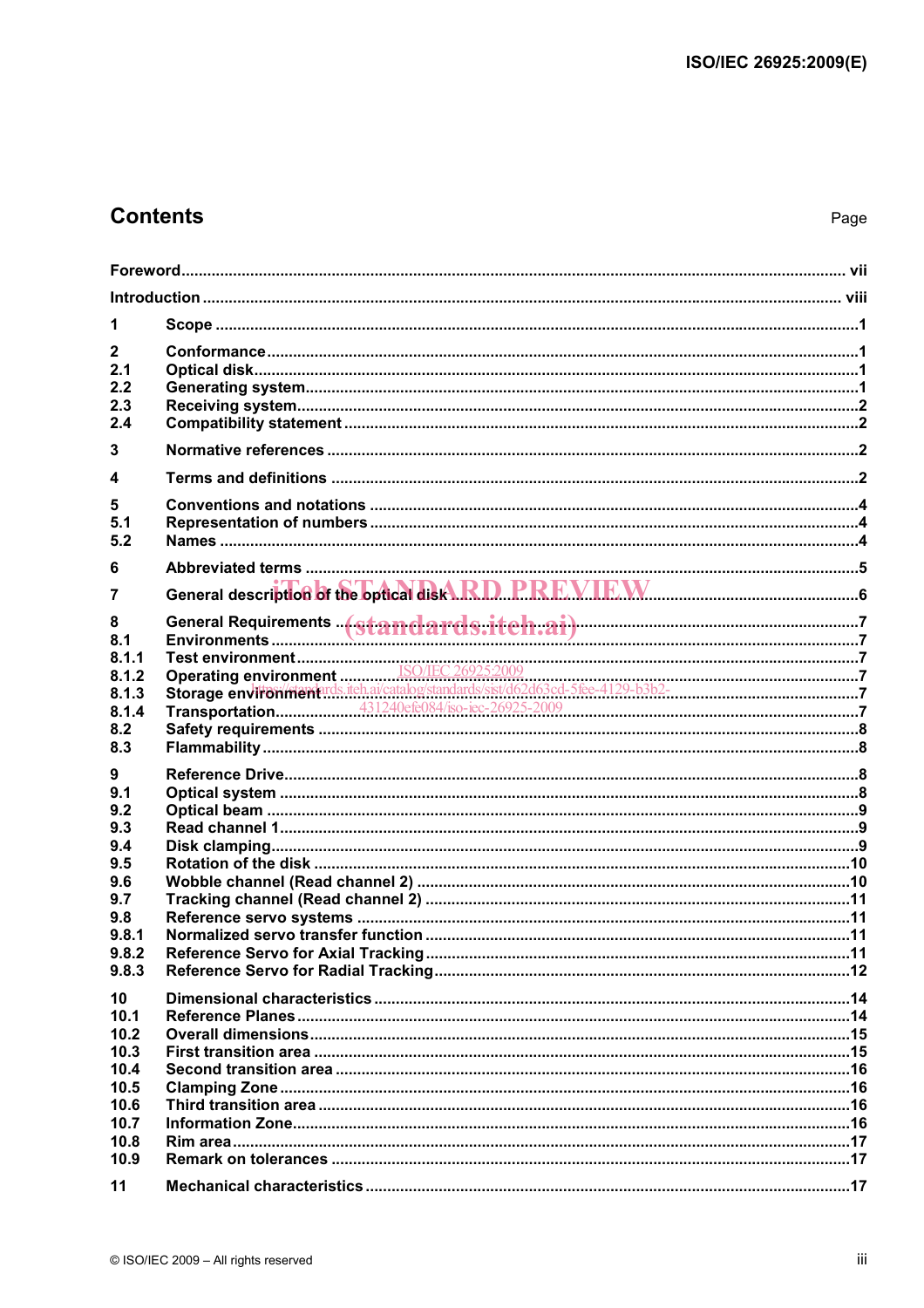## Contents

Page

| | | |
|---|---|---|
| Foreword | | vii |
| Introduction | | viii |
| 1 | Scope | 1 |
| 2 | Conformance | 1 |
| 2.1 | Optical disk | 1 |
| 2.2 | Generating system | 1 |
| 2.3 | Receiving system | 2 |
| 2.4 | Compatibility statement | 2 |
| 3 | Normative references | 2 |
| 4 | Terms and definitions | 2 |
| 5 | Conventions and notations | 4 |
| 5.1 | Representation of numbers | 4 |
| 5.2 | Names | 4 |
| 6 | Abbreviated terms | 5 |
| 7 | General description of the optical disk | 6 |
| 8 | General Requirements | 7 |
| 8.1 | Environments | 7 |
| 8.1.1 | Test environment | 7 |
| 8.1.2 | Operating environment | 7 |
| 8.1.3 | Storage environment | 7 |
| 8.1.4 | Transportation | 7 |
| 8.2 | Safety requirements | 8 |
| 8.3 | Flammability | 8 |
| 9 | Reference Drive | 8 |
| 9.1 | Optical system | 8 |
| 9.2 | Optical beam | 9 |
| 9.3 | Read channel 1 | 9 |
| 9.4 | Disk clamping | 9 |
| 9.5 | Rotation of the disk | 10 |
| 9.6 | Wobble channel (Read channel 2) | 10 |
| 9.7 | Tracking channel (Read channel 2) | 11 |
| 9.8 | Reference servo systems | 11 |
| 9.8.1 | Normalized servo transfer function | 11 |
| 9.8.2 | Reference Servo for Axial Tracking | 11 |
| 9.8.3 | Reference Servo for Radial Tracking | 12 |
| 10 | Dimensional characteristics | 14 |
| 10.1 | Reference Planes | 14 |
| 10.2 | Overall dimensions | 15 |
| 10.3 | First transition area | 15 |
| 10.4 | Second transition area | 16 |
| 10.5 | Clamping Zone | 16 |
| 10.6 | Third transition area | 16 |
| 10.7 | Information Zone | 16 |
| 10.8 | Rim area | 17 |
| 10.9 | Remark on tolerances | 17 |
| 11 | Mechanical characteristics | 17 |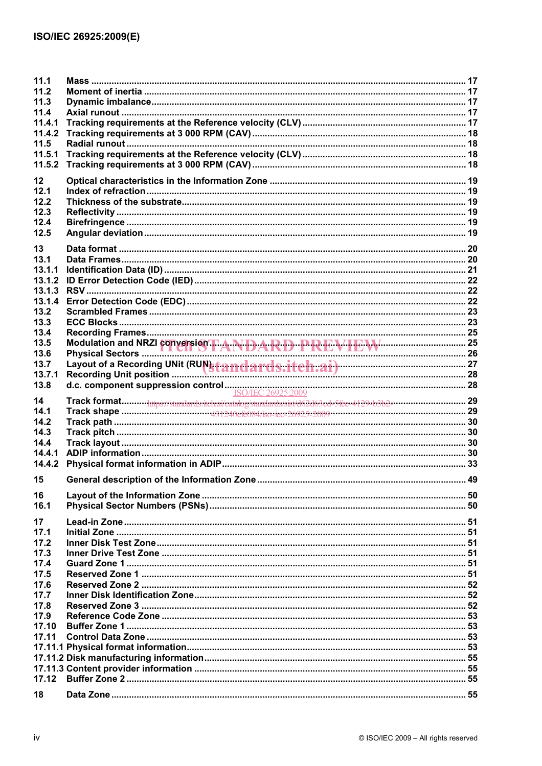| | | |
|---|---|---|
| 11.1 | Mass | 17 |
| 11.2 | Moment of inertia | 17 |
| 11.3 | Dynamic imbalance | 17 |
| 11.4 | Axial runout | 17 |
| 11.4.1 | Tracking requirements at the Reference velocity (CLV) | 17 |
| 11.4.2 | Tracking requirements at 3 000 RPM (CAV) | 18 |
| 11.5 | Radial runout | 18 |
| 11.5.1 | Tracking requirements at the Reference velocity (CLV) | 18 |
| 11.5.2 | Tracking requirements at 3 000 RPM (CAV) | 18 |
| 12 | Optical characteristics in the Information Zone | 19 |
| 12.1 | Index of refraction | 19 |
| 12.2 | Thickness of the substrate | 19 |
| 12.3 | Reflectivity | 19 |
| 12.4 | Birefringence | 19 |
| 12.5 | Angular deviation | 19 |
| 13 | Data format | 20 |
| 13.1 | Data Frames | 20 |
| 13.1.1 | Identification Data (ID) | 21 |
| 13.1.2 | ID Error Detection Code (IED) | 22 |
| 13.1.3 | RSV | 22 |
| 13.1.4 | Error Detection Code (EDC) | 22 |
| 13.2 | Scrambled Frames | 23 |
| 13.3 | ECC Blocks | 23 |
| 13.4 | Recording Frames | 25 |
| 13.5 | Modulation and NRZI conversion | 25 |
| 13.6 | Physical Sectors | 26 |
| 13.7 | Layout of a Recording UNit (RUN) | 27 |
| 13.7.1 | Recording Unit position | 28 |
| 13.8 | d.c. component suppression control | 28 |
| 14 | Track format | 29 |
| 14.1 | Track shape | 29 |
| 14.2 | Track path | 30 |
| 14.3 | Track pitch | 30 |
| 14.4 | Track layout | 30 |
| 14.4.1 | ADIP information | 30 |
| 14.4.2 | Physical format information in ADIP | 33 |
| 15 | General description of the Information Zone | 49 |
| 16 | Layout of the Information Zone | 50 |
| 16.1 | Physical Sector Numbers (PSNs) | 50 |
| 17 | Lead-in Zone | 51 |
| 17.1 | Initial Zone | 51 |
| 17.2 | Inner Disk Test Zone | 51 |
| 17.3 | Inner Drive Test Zone | 51 |
| 17.4 | Guard Zone 1 | 51 |
| 17.5 | Reserved Zone 1 | 51 |
| 17.6 | Reserved Zone 2 | 52 |
| 17.7 | Inner Disk Identification Zone | 52 |
| 17.8 | Reserved Zone 3 | 52 |
| 17.9 | Reference Code Zone | 53 |
| 17.10 | Buffer Zone 1 | 53 |
| 17.11 | Control Data Zone | 53 |
| 17.11.1 | Physical format information | 53 |
| 17.11.2 | Disk manufacturing information | 55 |
| 17.11.3 | Content provider information | 55 |
| 17.12 | Buffer Zone 2 | 55 |
| 18 | Data Zone | 55 |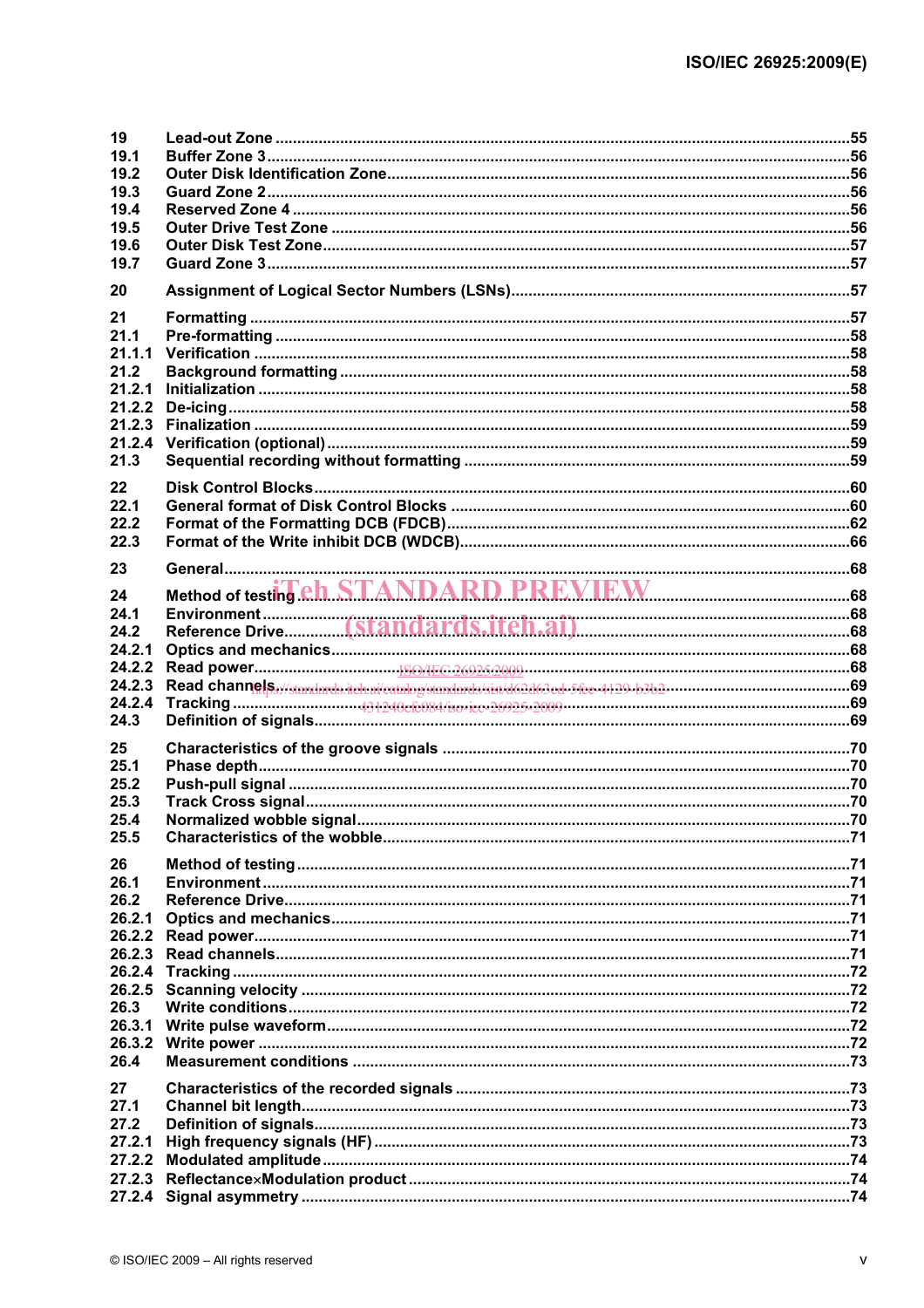| | | |
|---|---|---|
| 19 | Lead-out Zone | 55 |
| 19.1 | Buffer Zone 3 | 56 |
| 19.2 | Outer Disk Identification Zone | 56 |
| 19.3 | Guard Zone 2 | 56 |
| 19.4 | Reserved Zone 4 | 56 |
| 19.5 | Outer Drive Test Zone | 56 |
| 19.6 | Outer Disk Test Zone | 57 |
| 19.7 | Guard Zone 3 | 57 |
| 20 | Assignment of Logical Sector Numbers (LSNs) | 57 |
| 21 | Formatting | 57 |
| 21.1 | Pre-formatting | 58 |
| 21.1.1 | Verification | 58 |
| 21.2 | Background formatting | 58 |
| 21.2.1 | Initialization | 58 |
| 21.2.2 | De-icing | 58 |
| 21.2.3 | Finalization | 59 |
| 21.2.4 | Verification (optional) | 59 |
| 21.3 | Sequential recording without formatting | 59 |
| 22 | Disk Control Blocks | 60 |
| 22.1 | General format of Disk Control Blocks | 60 |
| 22.2 | Format of the Formatting DCB (FDCB) | 62 |
| 22.3 | Format of the Write inhibit DCB (WDCB) | 66 |
| 23 | General | 68 |
| 24 | Method of testing | 68 |
| 24.1 | Environment | 68 |
| 24.2 | Reference Drive | 68 |
| 24.2.1 | Optics and mechanics | 68 |
| 24.2.2 | Read power | 68 |
| 24.2.3 | Read channels | 69 |
| 24.2.4 | Tracking | 69 |
| 24.3 | Definition of signals | 69 |
| 25 | Characteristics of the groove signals | 70 |
| 25.1 | Phase depth | 70 |
| 25.2 | Push-pull signal | 70 |
| 25.3 | Track Cross signal | 70 |
| 25.4 | Normalized wobble signal | 70 |
| 25.5 | Characteristics of the wobble | 71 |
| 26 | Method of testing | 71 |
| 26.1 | Environment | 71 |
| 26.2 | Reference Drive | 71 |
| 26.2.1 | Optics and mechanics | 71 |
| 26.2.2 | Read power | 71 |
| 26.2.3 | Read channels | 71 |
| 26.2.4 | Tracking | 72 |
| 26.2.5 | Scanning velocity | 72 |
| 26.3 | Write conditions | 72 |
| 26.3.1 | Write pulse waveform | 72 |
| 26.3.2 | Write power | 72 |
| 26.4 | Measurement conditions | 73 |
| 27 | Characteristics of the recorded signals | 73 |
| 27.1 | Channel bit length | 73 |
| 27.2 | Definition of signals | 73 |
| 27.2.1 | High frequency signals (HF) | 73 |
| 27.2.2 | Modulated amplitude | 74 |
| 27.2.3 | Reflectance×Modulation product | 74 |
| 27.2.4 | Signal asymmetry | 74 |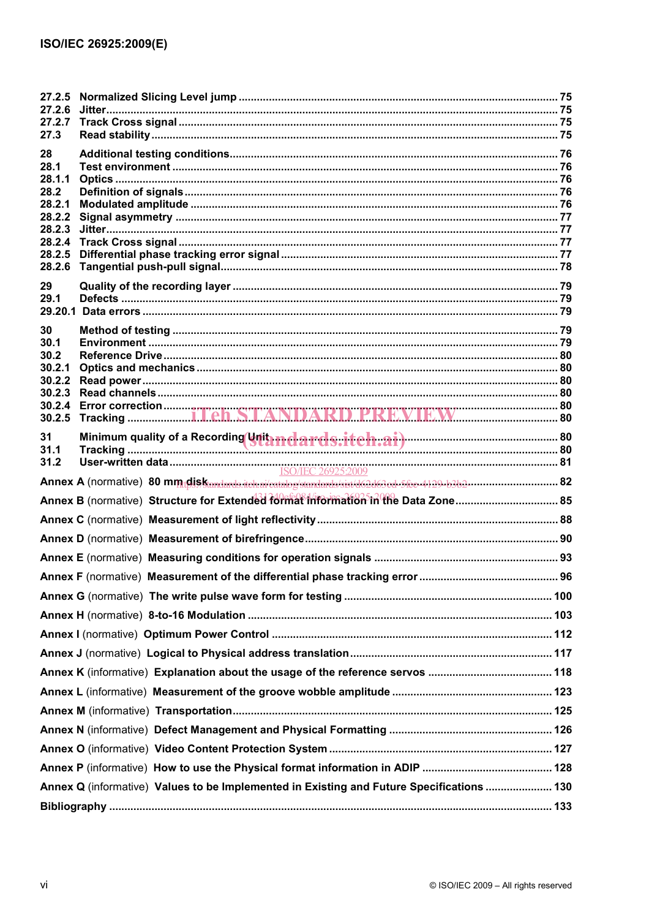27.2.5 Normalized Slicing Level jump ........................................................................................................ 75
27.2.6 Jitter................................................................................................................................................... 75
27.2.7 Track Cross signal ............................................................................................................................ 75
27.3 Read stability ..................................................................................................................................... 75

28 Additional testing conditions........................................................................................................... 76
28.1 Test environment ............................................................................................................................. 76
28.1.1 Optics ................................................................................................................................................ 76
28.2 Definition of signals.......................................................................................................................... 76
28.2.1 Modulated amplitude ........................................................................................................................ 76
28.2.2 Signal asymmetry ............................................................................................................................. 77
28.2.3 Jitter................................................................................................................................................... 77
28.2.4 Track Cross signal ............................................................................................................................ 77
28.2.5 Differential phase tracking error signal ........................................................................................... 77
28.2.6 Tangential push-pull signal............................................................................................................... 78

29 Quality of the recording layer .......................................................................................................... 79
29.1 Defects .............................................................................................................................................. 79
29.20.1 Data errors ........................................................................................................................................ 79

30 Method of testing .............................................................................................................................. 79
30.1 Environment ...................................................................................................................................... 79
30.2 Reference Drive ................................................................................................................................ 80
30.2.1 Optics and mechanics ...................................................................................................................... 80
30.2.2 Read power ........................................................................................................................................ 80
30.2.3 Read channels ................................................................................................................................... 80
30.2.4 Error correction ................................................................................................................................. 80
30.2.5 Tracking ............................................................................................................................................. 80

31 Minimum quality of a Recording Unit ............................................................................................... 80
31.1 Tracking ............................................................................................................................................. 80
31.2 User-written data ................................................................................................................................ 81

Annex A (normative) 80 mm disk ................................................................................................................ 82

Annex B (normative) Structure for Extended format information in the Data Zone .................................. 85

Annex C (normative) Measurement of light reflectivity ............................................................................... 88

Annex D (normative) Measurement of birefringence ................................................................................... 90

Annex E (normative) Measuring conditions for operation signals ............................................................. 93

Annex F (normative) Measurement of the differential phase tracking error .............................................. 96

Annex G (normative) The write pulse wave form for testing ..................................................................... 100

Annex H (normative) 8-to-16 Modulation .................................................................................................... 103

Annex I (normative) Optimum Power Control ............................................................................................ 112

Annex J (normative) Logical to Physical address translation ................................................................... 117

Annex K (informative) Explanation about the usage of the reference servos .......................................... 118

Annex L (informative) Measurement of the groove wobble amplitude ..................................................... 123

Annex M (informative) Transportation......................................................................................................... 125

Annex N (informative) Defect Management and Physical Formatting ...................................................... 126

Annex O (informative) Video Content Protection System .......................................................................... 127

Annex P (informative) How to use the Physical format information in ADIP ............................................ 128

Annex Q (informative) Values to be Implemented in Existing and Future Specifications ....................... 130

Bibliography ................................................................................................................................................. 133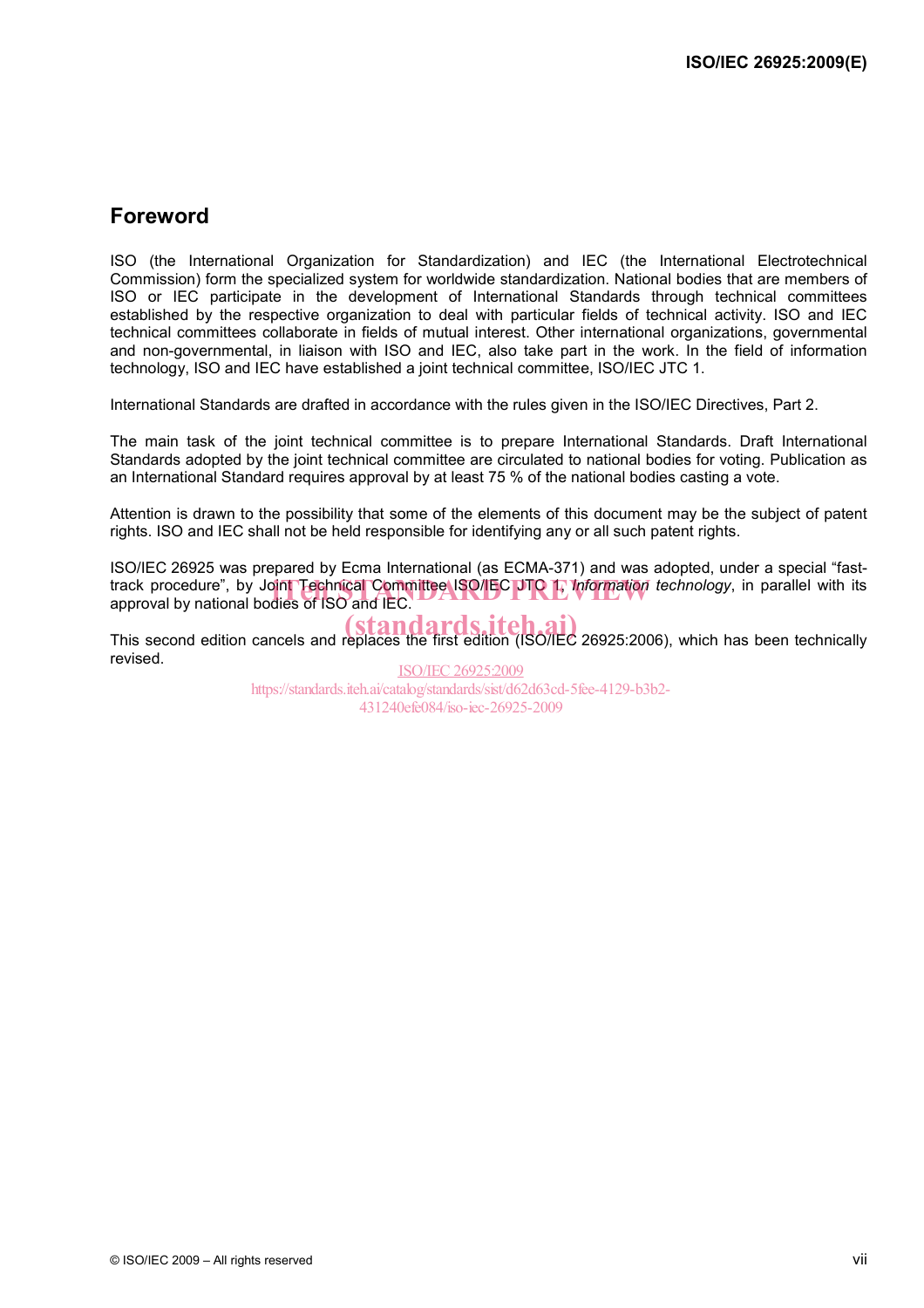## Foreword

ISO (the International Organization for Standardization) and IEC (the International Electrotechnical Commission) form the specialized system for worldwide standardization. National bodies that are members of ISO or IEC participate in the development of International Standards through technical committees established by the respective organization to deal with particular fields of technical activity. ISO and IEC technical committees collaborate in fields of mutual interest. Other international organizations, governmental and non-governmental, in liaison with ISO and IEC, also take part in the work. In the field of information technology, ISO and IEC have established a joint technical committee, ISO/IEC JTC 1.

International Standards are drafted in accordance with the rules given in the ISO/IEC Directives, Part 2.

The main task of the joint technical committee is to prepare International Standards. Draft International Standards adopted by the joint technical committee are circulated to national bodies for voting. Publication as an International Standard requires approval by at least 75 % of the national bodies casting a vote.

Attention is drawn to the possibility that some of the elements of this document may be the subject of patent rights. ISO and IEC shall not be held responsible for identifying any or all such patent rights.

ISO/IEC 26925 was prepared by Ecma International (as ECMA-371) and was adopted, under a special "fast-track procedure", by Joint Technical Committee ISO/IEC JTC 1, *Information technology*, in parallel with its approval by national bodies of ISO and IEC.

This second edition cancels and replaces the first edition (ISO/IEC 26925:2006), which has been technically revised.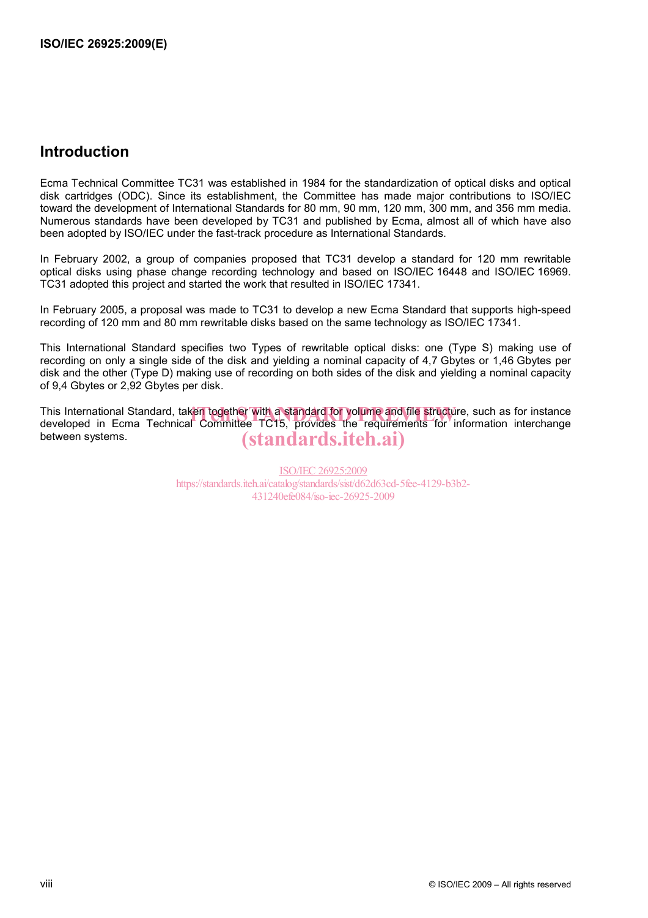## Introduction

Ecma Technical Committee TC31 was established in 1984 for the standardization of optical disks and optical disk cartridges (ODC). Since its establishment, the Committee has made major contributions to ISO/IEC toward the development of International Standards for 80 mm, 90 mm, 120 mm, 300 mm, and 356 mm media. Numerous standards have been developed by TC31 and published by Ecma, almost all of which have also been adopted by ISO/IEC under the fast-track procedure as International Standards.

In February 2002, a group of companies proposed that TC31 develop a standard for 120 mm rewritable optical disks using phase change recording technology and based on ISO/IEC 16448 and ISO/IEC 16969. TC31 adopted this project and started the work that resulted in ISO/IEC 17341.

In February 2005, a proposal was made to TC31 to develop a new Ecma Standard that supports high-speed recording of 120 mm and 80 mm rewritable disks based on the same technology as ISO/IEC 17341.

This International Standard specifies two Types of rewritable optical disks: one (Type S) making use of recording on only a single side of the disk and yielding a nominal capacity of 4,7 Gbytes or 1,46 Gbytes per disk and the other (Type D) making use of recording on both sides of the disk and yielding a nominal capacity of 9,4 Gbytes or 2,92 Gbytes per disk.

This International Standard, taken together with a standard for volume and file structure, such as for instance developed in Ecma Technical Committee TC15, provides the requirements for information interchange between systems.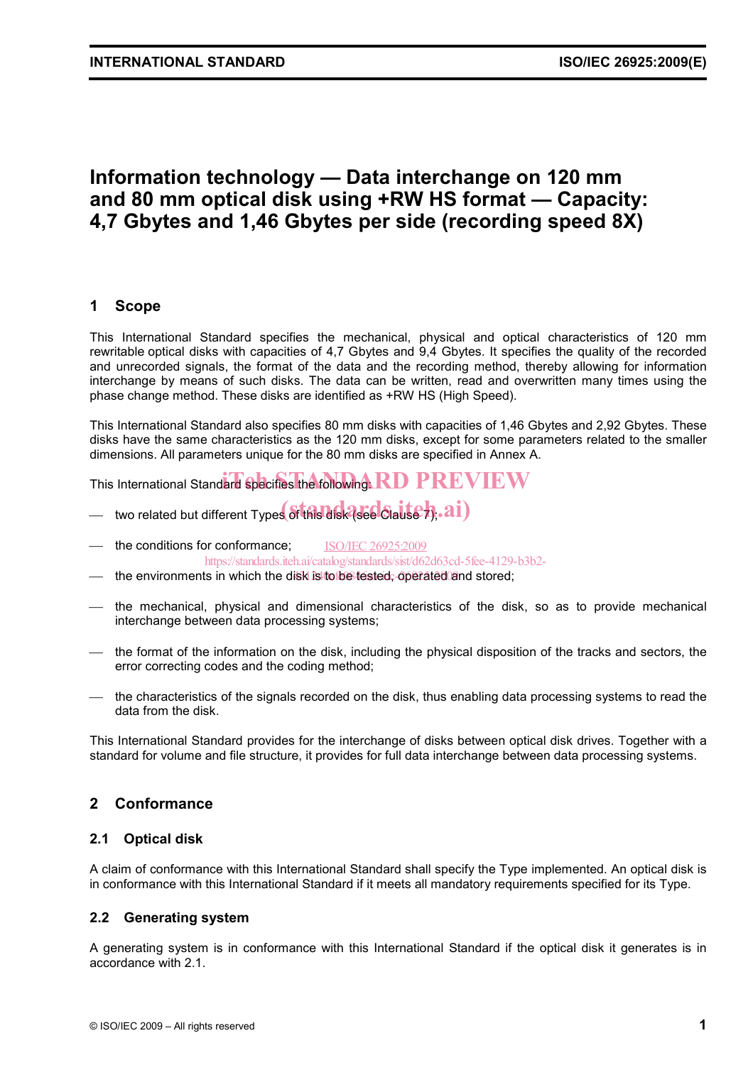# Information technology — Data interchange on 120 mm and 80 mm optical disk using +RW HS format — Capacity: 4,7 Gbytes and 1,46 Gbytes per side (recording speed 8X)

## 1 Scope

This International Standard specifies the mechanical, physical and optical characteristics of 120 mm rewritable optical disks with capacities of 4,7 Gbytes and 9,4 Gbytes. It specifies the quality of the recorded and unrecorded signals, the format of the data and the recording method, thereby allowing for information interchange by means of such disks. The data can be written, read and overwritten many times using the phase change method. These disks are identified as +RW HS (High Speed).

This International Standard also specifies 80 mm disks with capacities of 1,46 Gbytes and 2,92 Gbytes. These disks have the same characteristics as the 120 mm disks, except for some parameters related to the smaller dimensions. All parameters unique for the 80 mm disks are specified in Annex A.

This International Standard specifies the following:

- two related but different Types of this disk (see Clause 7);
- the conditions for conformance;
- the environments in which the disk is to be tested, operated and stored;
- the mechanical, physical and dimensional characteristics of the disk, so as to provide mechanical interchange between data processing systems;
- the format of the information on the disk, including the physical disposition of the tracks and sectors, the error correcting codes and the coding method;
- the characteristics of the signals recorded on the disk, thus enabling data processing systems to read the data from the disk.

This International Standard provides for the interchange of disks between optical disk drives. Together with a standard for volume and file structure, it provides for full data interchange between data processing systems.

## 2 Conformance

### 2.1 Optical disk

A claim of conformance with this International Standard shall specify the Type implemented. An optical disk is in conformance with this International Standard if it meets all mandatory requirements specified for its Type.

### 2.2 Generating system

A generating system is in conformance with this International Standard if the optical disk it generates is in accordance with 2.1.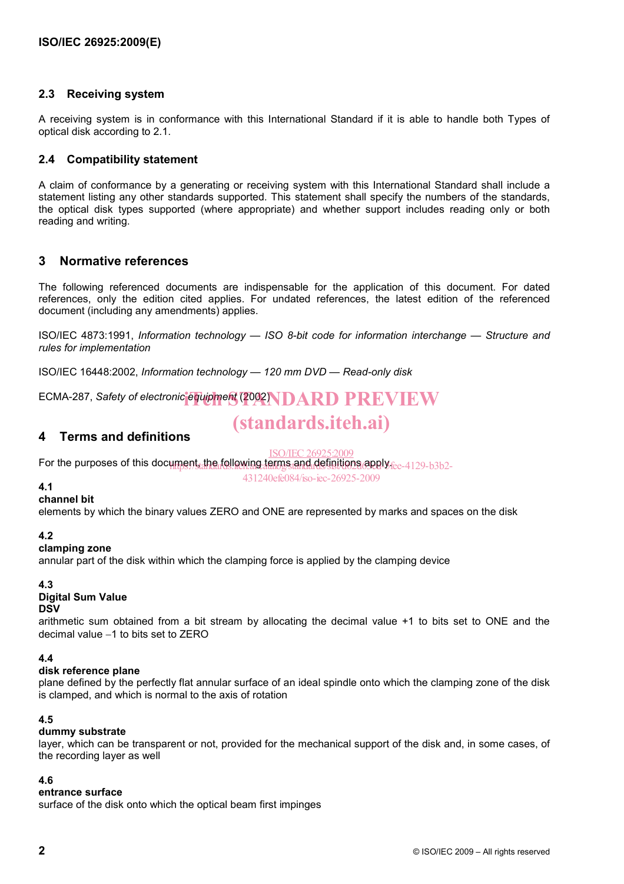### 2.3 Receiving system

A receiving system is in conformance with this International Standard if it is able to handle both Types of optical disk according to 2.1.

### 2.4 Compatibility statement

A claim of conformance by a generating or receiving system with this International Standard shall include a statement listing any other standards supported. This statement shall specify the numbers of the standards, the optical disk types supported (where appropriate) and whether support includes reading only or both reading and writing.

## 3 Normative references

The following referenced documents are indispensable for the application of this document. For dated references, only the edition cited applies. For undated references, the latest edition of the referenced document (including any amendments) applies.

ISO/IEC 4873:1991, *Information technology — ISO 8-bit code for information interchange — Structure and rules for implementation*

ISO/IEC 16448:2002, *Information technology — 120 mm DVD — Read-only disk*

ECMA-287, *Safety of electronic equipment* (2002)

## 4 Terms and definitions

For the purposes of this document, the following terms and definitions apply.

**4.1**
**channel bit**
elements by which the binary values ZERO and ONE are represented by marks and spaces on the disk

**4.2**
**clamping zone**
annular part of the disk within which the clamping force is applied by the clamping device

**4.3**
**Digital Sum Value**
**DSV**
arithmetic sum obtained from a bit stream by allocating the decimal value +1 to bits set to ONE and the decimal value −1 to bits set to ZERO

**4.4**
**disk reference plane**
plane defined by the perfectly flat annular surface of an ideal spindle onto which the clamping zone of the disk is clamped, and which is normal to the axis of rotation

**4.5**
**dummy substrate**
layer, which can be transparent or not, provided for the mechanical support of the disk and, in some cases, of the recording layer as well

**4.6**
**entrance surface**
surface of the disk onto which the optical beam first impinges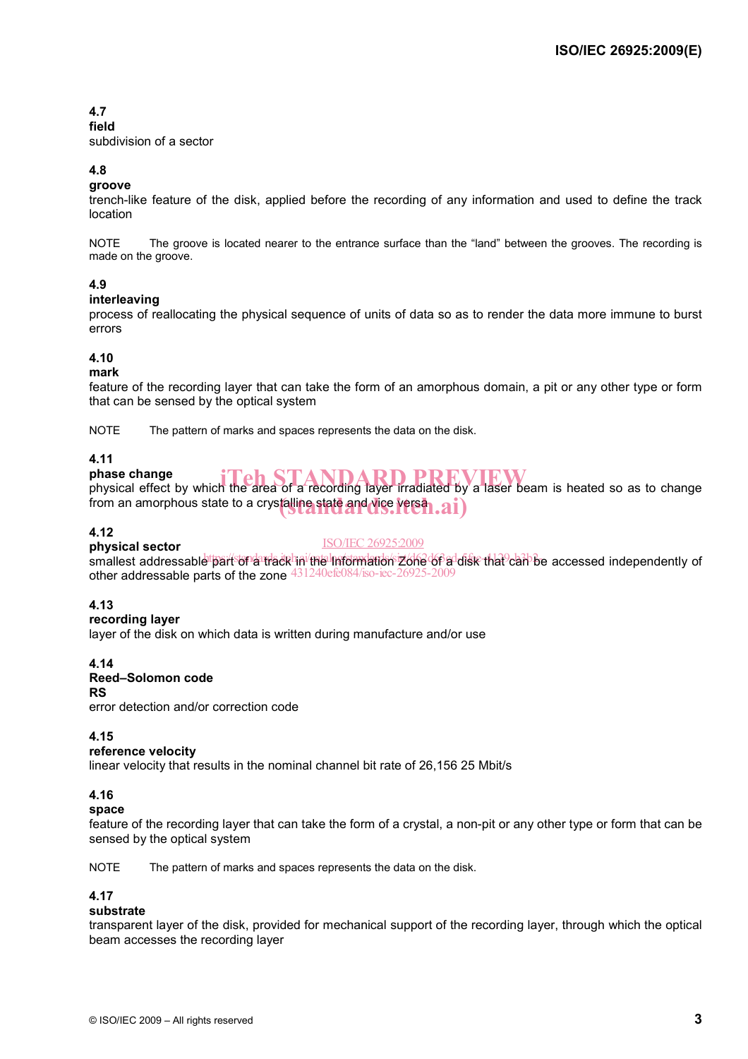**4.7**
**field**
subdivision of a sector

**4.8**
**groove**
trench-like feature of the disk, applied before the recording of any information and used to define the track location

NOTE The groove is located nearer to the entrance surface than the "land" between the grooves. The recording is made on the groove.

**4.9**
**interleaving**
process of reallocating the physical sequence of units of data so as to render the data more immune to burst errors

**4.10**
**mark**
feature of the recording layer that can take the form of an amorphous domain, a pit or any other type or form that can be sensed by the optical system

NOTE The pattern of marks and spaces represents the data on the disk.

**4.11**
**phase change**
physical effect by which the area of a recording layer irradiated by a laser beam is heated so as to change from an amorphous state to a crystalline state and vice versa

**4.12**
**physical sector**
smallest addressable part of a track in the Information Zone of a disk that can be accessed independently of other addressable parts of the zone

**4.13**
**recording layer**
layer of the disk on which data is written during manufacture and/or use

**4.14**
**Reed–Solomon code**
**RS**
error detection and/or correction code

**4.15**
**reference velocity**
linear velocity that results in the nominal channel bit rate of 26,156 25 Mbit/s

**4.16**
**space**
feature of the recording layer that can take the form of a crystal, a non-pit or any other type or form that can be sensed by the optical system

NOTE The pattern of marks and spaces represents the data on the disk.

**4.17**
**substrate**
transparent layer of the disk, provided for mechanical support of the recording layer, through which the optical beam accesses the recording layer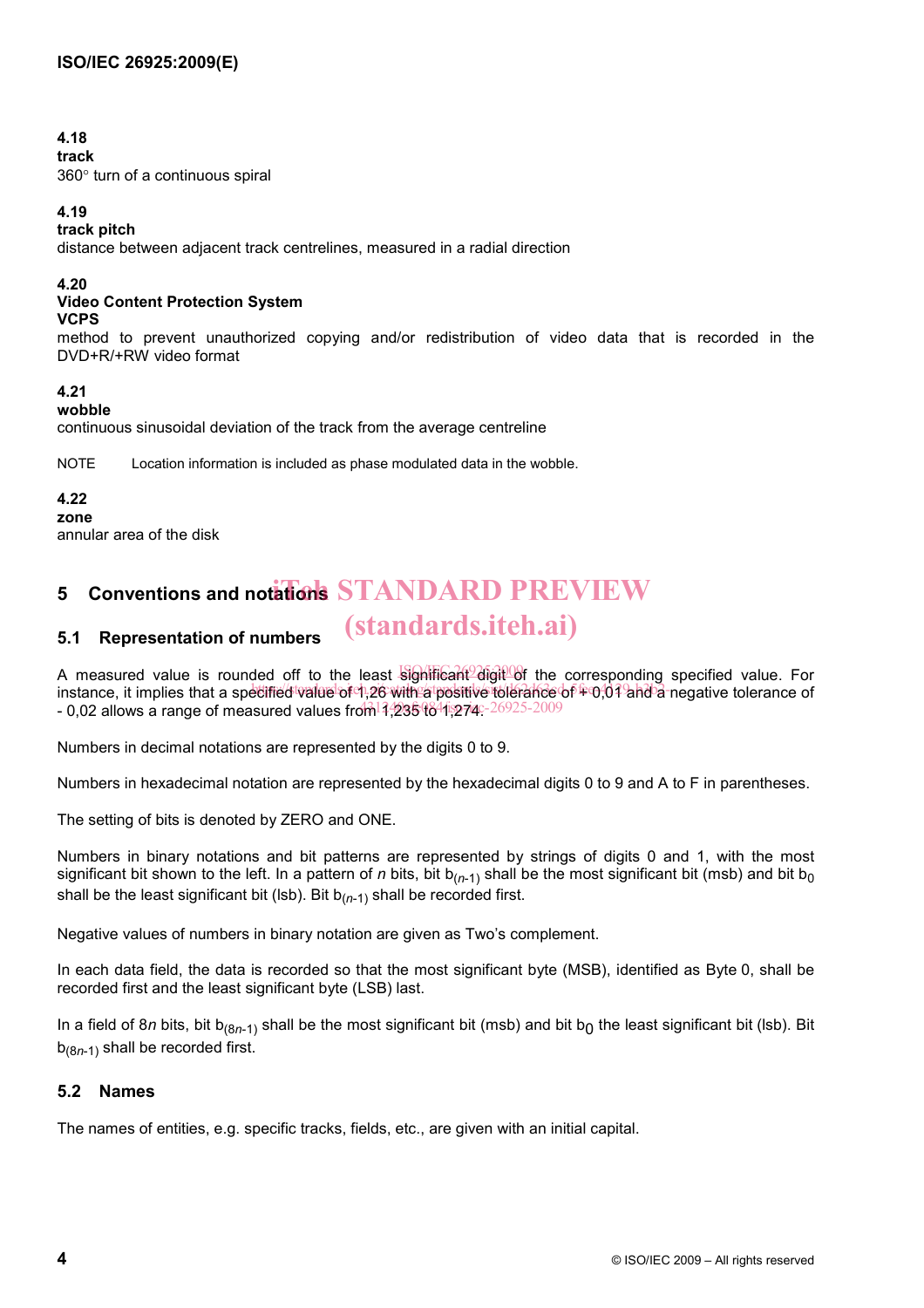**4.18**
**track**
360° turn of a continuous spiral

**4.19**
**track pitch**
distance between adjacent track centrelines, measured in a radial direction

**4.20**
**Video Content Protection System**
**VCPS**
method to prevent unauthorized copying and/or redistribution of video data that is recorded in the DVD+R/+RW video format

**4.21**
**wobble**
continuous sinusoidal deviation of the track from the average centreline

NOTE Location information is included as phase modulated data in the wobble.

**4.22**
**zone**
annular area of the disk

## 5 Conventions and notations

### 5.1 Representation of numbers

A measured value is rounded off to the least significant digit of the corresponding specified value. For instance, it implies that a specified value of 1,26 with a positive tolerance of + 0,01 and a negative tolerance of - 0,02 allows a range of measured values from 1,235 to 1,274.

Numbers in decimal notations are represented by the digits 0 to 9.

Numbers in hexadecimal notation are represented by the hexadecimal digits 0 to 9 and A to F in parentheses.

The setting of bits is denoted by ZERO and ONE.

Numbers in binary notations and bit patterns are represented by strings of digits 0 and 1, with the most significant bit shown to the left. In a pattern of *n* bits, bit $b_{(n-1)}$ shall be the most significant bit (msb) and bit $b_0$ shall be the least significant bit (lsb). Bit $b_{(n-1)}$ shall be recorded first.

Negative values of numbers in binary notation are given as Two's complement.

In each data field, the data is recorded so that the most significant byte (MSB), identified as Byte 0, shall be recorded first and the least significant byte (LSB) last.

In a field of 8*n* bits, bit $b_{(8n-1)}$ shall be the most significant bit (msb) and bit $b_0$ the least significant bit (lsb). Bit $b_{(8n-1)}$ shall be recorded first.

### 5.2 Names

The names of entities, e.g. specific tracks, fields, etc., are given with an initial capital.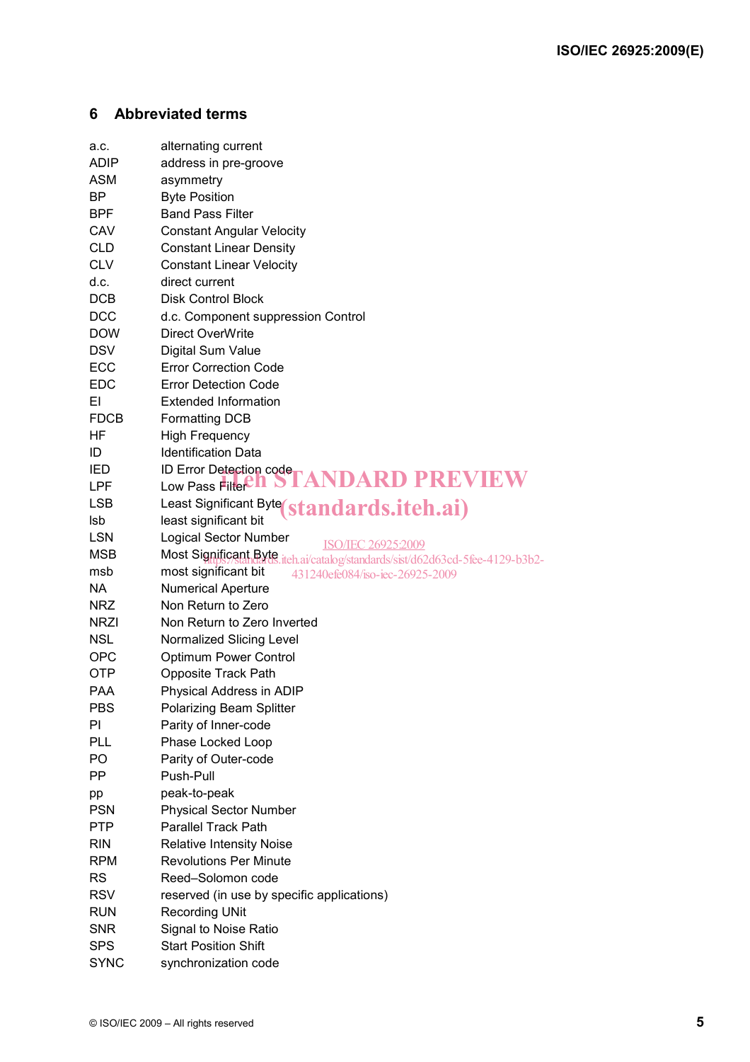## 6 Abbreviated terms

| | |
|---|---|
| a.c. | alternating current |
| ADIP | address in pre-groove |
| ASM | asymmetry |
| BP | Byte Position |
| BPF | Band Pass Filter |
| CAV | Constant Angular Velocity |
| CLD | Constant Linear Density |
| CLV | Constant Linear Velocity |
| d.c. | direct current |
| DCB | Disk Control Block |
| DCC | d.c. Component suppression Control |
| DOW | Direct OverWrite |
| DSV | Digital Sum Value |
| ECC | Error Correction Code |
| EDC | Error Detection Code |
| EI | Extended Information |
| FDCB | Formatting DCB |
| HF | High Frequency |
| ID | Identification Data |
| IED | ID Error Detection code |
| LPF | Low Pass Filter |
| LSB | Least Significant Byte |
| lsb | least significant bit |
| LSN | Logical Sector Number |
| MSB | Most Significant Byte |
| msb | most significant bit |
| NA | Numerical Aperture |
| NRZ | Non Return to Zero |
| NRZI | Non Return to Zero Inverted |
| NSL | Normalized Slicing Level |
| OPC | Optimum Power Control |
| OTP | Opposite Track Path |
| PAA | Physical Address in ADIP |
| PBS | Polarizing Beam Splitter |
| PI | Parity of Inner-code |
| PLL | Phase Locked Loop |
| PO | Parity of Outer-code |
| PP | Push-Pull |
| pp | peak-to-peak |
| PSN | Physical Sector Number |
| PTP | Parallel Track Path |
| RIN | Relative Intensity Noise |
| RPM | Revolutions Per Minute |
| RS | Reed–Solomon code |
| RSV | reserved (in use by specific applications) |
| RUN | Recording UNit |
| SNR | Signal to Noise Ratio |
| SPS | Start Position Shift |
| SYNC | synchronization code |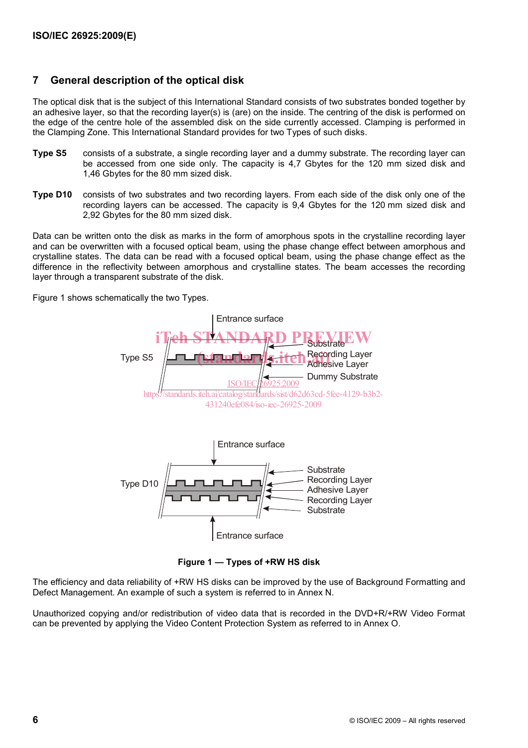# 7 General description of the optical disk

The optical disk that is the subject of this International Standard consists of two substrates bonded together by an adhesive layer, so that the recording layer(s) is (are) on the inside. The centring of the disk is performed on the edge of the centre hole of the assembled disk on the side currently accessed. Clamping is performed in the Clamping Zone. This International Standard provides for two Types of such disks.

**Type S5** consists of a substrate, a single recording layer and a dummy substrate. The recording layer can be accessed from one side only. The capacity is 4,7 Gbytes for the 120 mm sized disk and 1,46 Gbytes for the 80 mm sized disk.

**Type D10** consists of two substrates and two recording layers. From each side of the disk only one of the recording layers can be accessed. The capacity is 9,4 Gbytes for the 120 mm sized disk and 2,92 Gbytes for the 80 mm sized disk.

Data can be written onto the disk as marks in the form of amorphous spots in the crystalline recording layer and can be overwritten with a focused optical beam, using the phase change effect between amorphous and crystalline states. The data can be read with a focused optical beam, using the phase change effect as the difference in the reflectivity between amorphous and crystalline states. The beam accesses the recording layer through a transparent substrate of the disk.

Figure 1 shows schematically the two Types.

Type S5: Entrance surface; Substrate; Recording Layer; Adhesive Layer; Dummy Substrate

Type D10: Entrance surface; Substrate; Recording Layer; Adhesive Layer; Recording Layer; Substrate; Entrance surface

**Figure 1 — Types of +RW HS disk**

The efficiency and data reliability of +RW HS disks can be improved by the use of Background Formatting and Defect Management. An example of such a system is referred to in Annex N.

Unauthorized copying and/or redistribution of video data that is recorded in the DVD+R/+RW Video Format can be prevented by applying the Video Content Protection System as referred to in Annex O.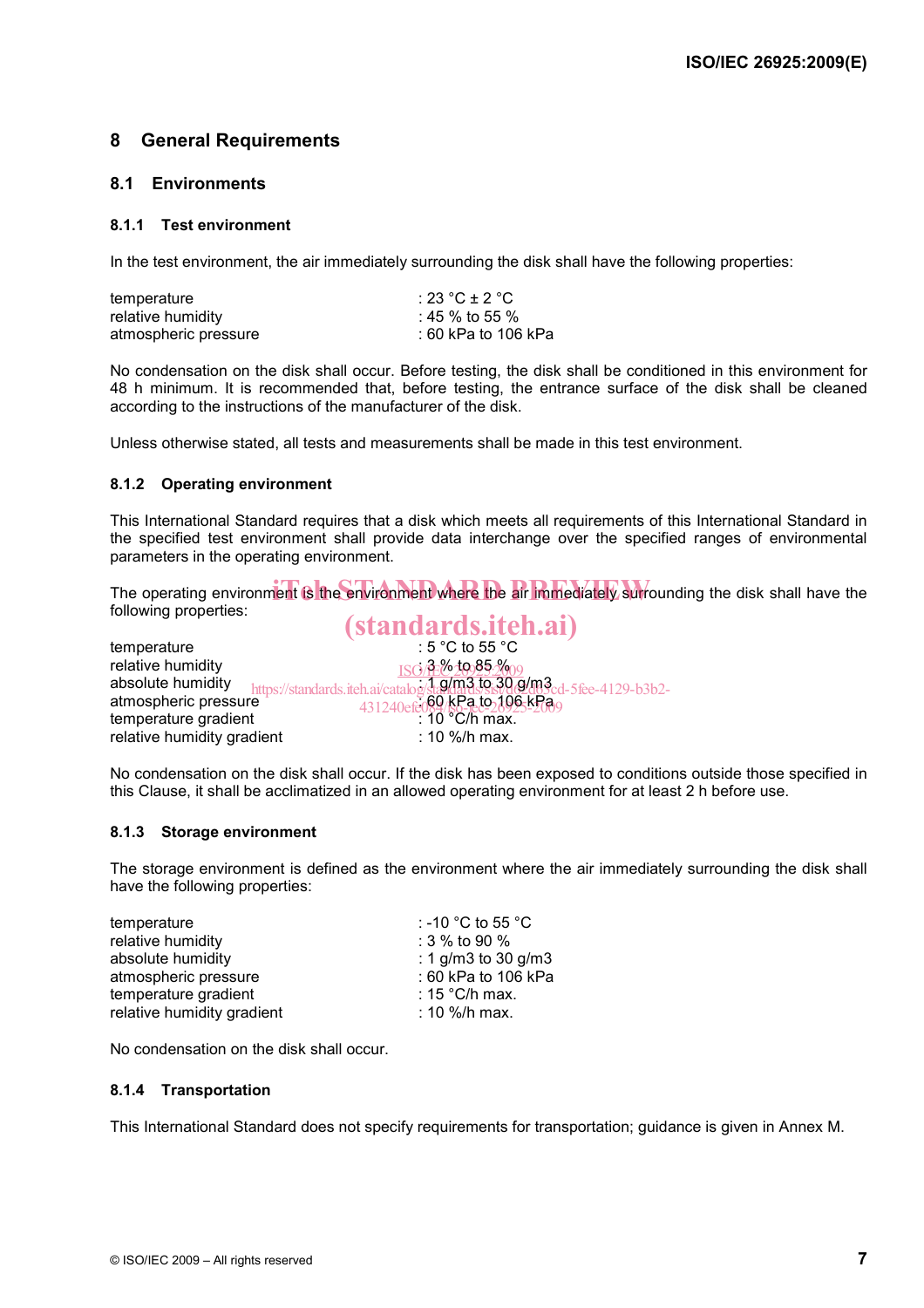## 8 General Requirements

### 8.1 Environments

#### 8.1.1 Test environment

In the test environment, the air immediately surrounding the disk shall have the following properties:

| | |
|---|---|
| temperature | : 23 °C ± 2 °C |
| relative humidity | : 45 % to 55 % |
| atmospheric pressure | : 60 kPa to 106 kPa |

No condensation on the disk shall occur. Before testing, the disk shall be conditioned in this environment for 48 h minimum. It is recommended that, before testing, the entrance surface of the disk shall be cleaned according to the instructions of the manufacturer of the disk.

Unless otherwise stated, all tests and measurements shall be made in this test environment.

#### 8.1.2 Operating environment

This International Standard requires that a disk which meets all requirements of this International Standard in the specified test environment shall provide data interchange over the specified ranges of environmental parameters in the operating environment.

The operating environment is the environment where the air immediately surrounding the disk shall have the following properties:

| | |
|---|---|
| temperature | : 5 °C to 55 °C |
| relative humidity | : 3 % to 85 % |
| absolute humidity | : 1 g/m3 to 30 g/m3 |
| atmospheric pressure | : 60 kPa to 106 kPa |
| temperature gradient | : 10 °C/h max. |
| relative humidity gradient | : 10 %/h max. |

No condensation on the disk shall occur. If the disk has been exposed to conditions outside those specified in this Clause, it shall be acclimatized in an allowed operating environment for at least 2 h before use.

#### 8.1.3 Storage environment

The storage environment is defined as the environment where the air immediately surrounding the disk shall have the following properties:

| | |
|---|---|
| temperature | : -10 °C to 55 °C |
| relative humidity | : 3 % to 90 % |
| absolute humidity | : 1 g/m3 to 30 g/m3 |
| atmospheric pressure | : 60 kPa to 106 kPa |
| temperature gradient | : 15 °C/h max. |
| relative humidity gradient | : 10 %/h max. |

No condensation on the disk shall occur.

#### 8.1.4 Transportation

This International Standard does not specify requirements for transportation; guidance is given in Annex M.